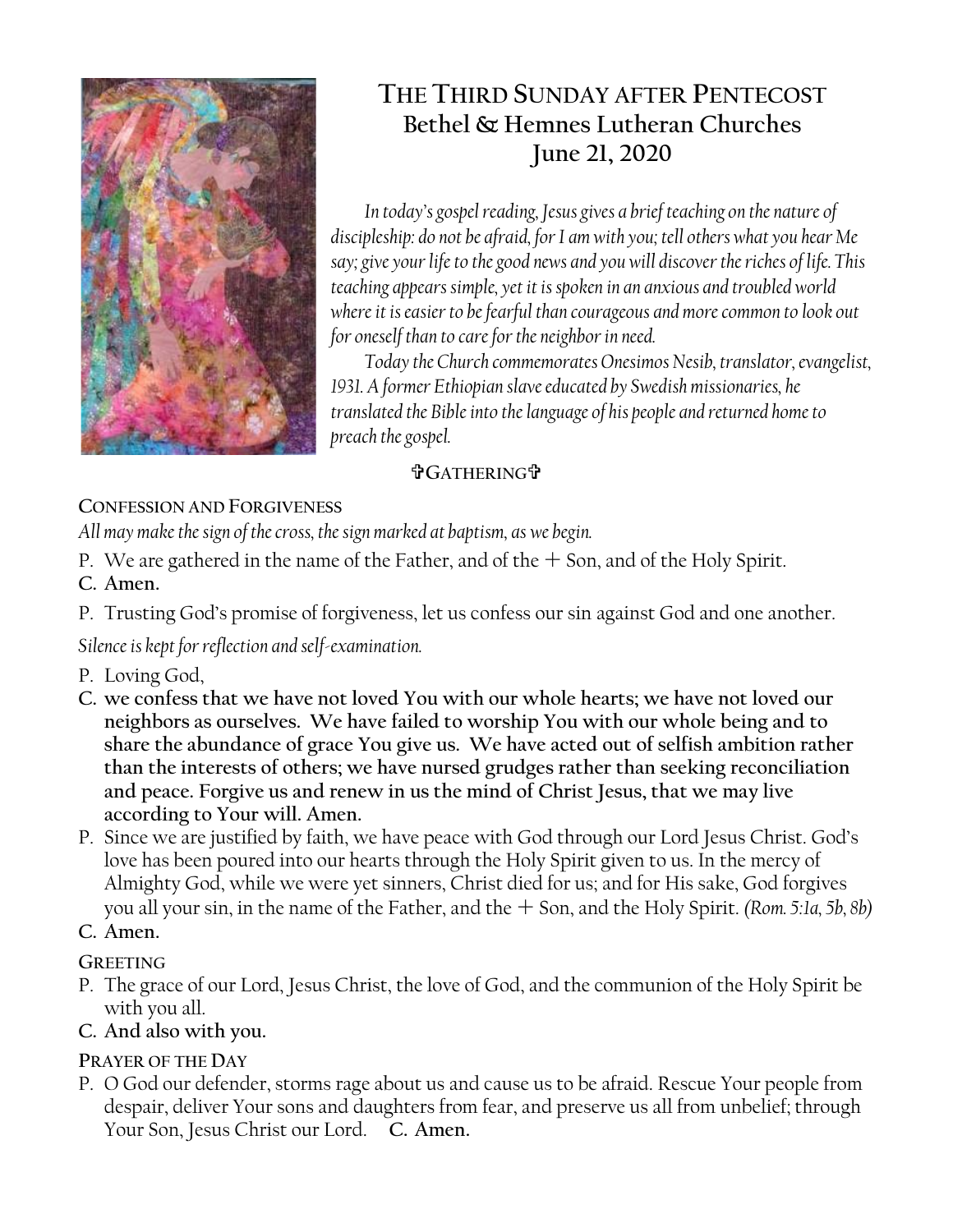# THE THIRD SUNDAY AFTER PENTECOST
## Bethel & Hemnes Lutheran Churches
## June 21, 2020

*In today's gospel reading, Jesus gives a brief teaching on the nature of discipleship: do not be afraid, for I am with you; tell others what you hear Me say; give your life to the good news and you will discover the riches of life. This teaching appears simple, yet it is spoken in an anxious and troubled world where it is easier to be fearful than courageous and more common to look out for oneself than to care for the neighbor in need.*

*Today the Church commemorates Onesimos Nesib, translator, evangelist, 1931. A former Ethiopian slave educated by Swedish missionaries, he translated the Bible into the language of his people and returned home to preach the gospel.*

### ✞GATHERING✞

**CONFESSION AND FORGIVENESS**

*All may make the sign of the cross, the sign marked at baptism, as we begin.*

P. We are gathered in the name of the Father, and of the ☩ Son, and of the Holy Spirit.

**C. Amen.**

P. Trusting God's promise of forgiveness, let us confess our sin against God and one another.

*Silence is kept for reflection and self-examination.*

P. Loving God,

**C. we confess that we have not loved You with our whole hearts; we have not loved our neighbors as ourselves. We have failed to worship You with our whole being and to share the abundance of grace You give us. We have acted out of selfish ambition rather than the interests of others; we have nursed grudges rather than seeking reconciliation and peace. Forgive us and renew in us the mind of Christ Jesus, that we may live according to Your will. Amen.**

P. Since we are justified by faith, we have peace with God through our Lord Jesus Christ. God's love has been poured into our hearts through the Holy Spirit given to us. In the mercy of Almighty God, while we were yet sinners, Christ died for us; and for His sake, God forgives you all your sin, in the name of the Father, and the ☩ Son, and the Holy Spirit. *(Rom. 5:1a, 5b, 8b)*

**C. Amen.**

**GREETING**

P. The grace of our Lord, Jesus Christ, the love of God, and the communion of the Holy Spirit be with you all.

**C. And also with you.**

**PRAYER OF THE DAY**

P. O God our defender, storms rage about us and cause us to be afraid. Rescue Your people from despair, deliver Your sons and daughters from fear, and preserve us all from unbelief; through Your Son, Jesus Christ our Lord. **C. Amen.**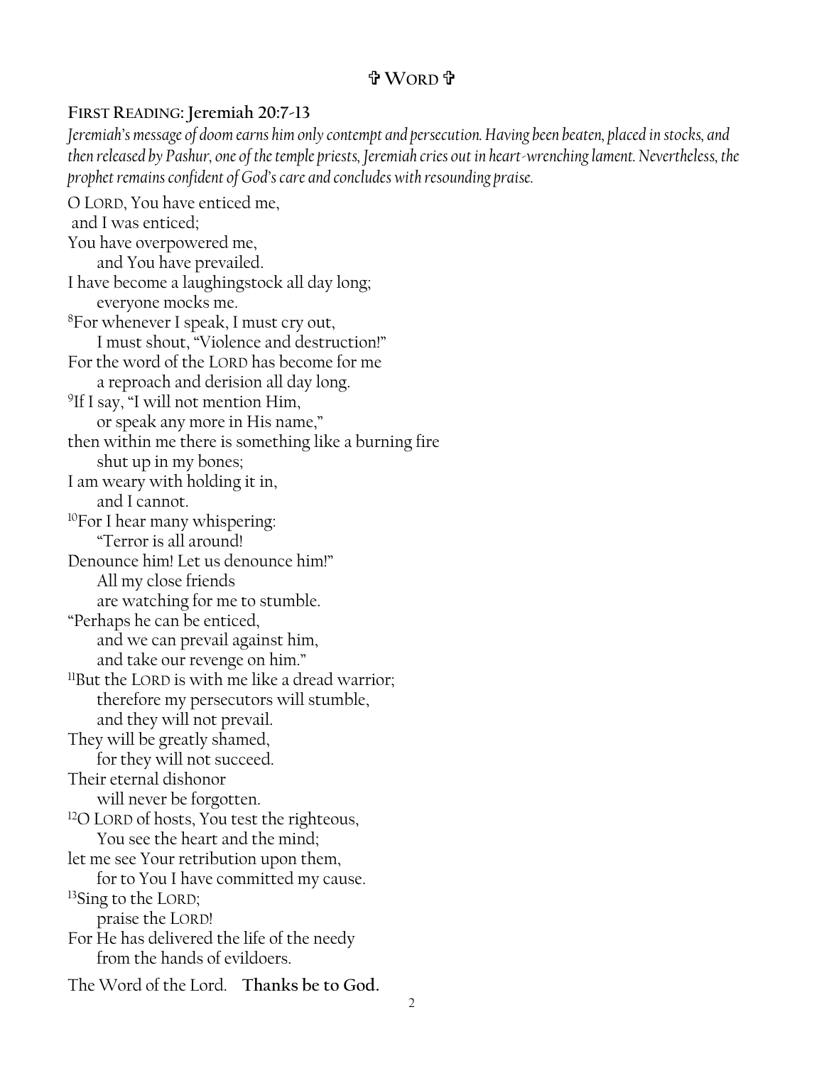## ✞ WORD ✞

**FIRST READING: Jeremiah 20:7-13**

*Jeremiah's message of doom earns him only contempt and persecution. Having been beaten, placed in stocks, and then released by Pashur, one of the temple priests, Jeremiah cries out in heart-wrenching lament. Nevertheless, the prophet remains confident of God's care and concludes with resounding praise.*

O LORD, You have enticed me,
and I was enticed;
You have overpowered me,
and You have prevailed.
I have become a laughingstock all day long;
everyone mocks me.
[8]For whenever I speak, I must cry out,
I must shout, "Violence and destruction!"
For the word of the LORD has become for me
a reproach and derision all day long.
[9]If I say, "I will not mention Him,
or speak any more in His name,"
then within me there is something like a burning fire
shut up in my bones;
I am weary with holding it in,
and I cannot.
[10]For I hear many whispering:
"Terror is all around!
Denounce him! Let us denounce him!"
All my close friends
are watching for me to stumble.
"Perhaps he can be enticed,
and we can prevail against him,
and take our revenge on him."
[11]But the LORD is with me like a dread warrior;
therefore my persecutors will stumble,
and they will not prevail.
They will be greatly shamed,
for they will not succeed.
Their eternal dishonor
will never be forgotten.
[12]O LORD of hosts, You test the righteous,
You see the heart and the mind;
let me see Your retribution upon them,
for to You I have committed my cause.
[13]Sing to the LORD;
praise the LORD!
For He has delivered the life of the needy
from the hands of evildoers.

The Word of the Lord. **Thanks be to God.**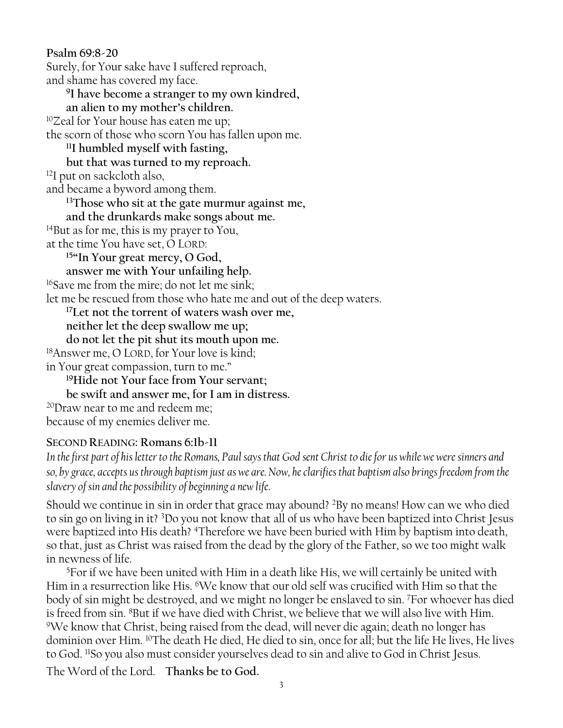**Psalm 69:8-20**

Surely, for Your sake have I suffered reproach,
and shame has covered my face.

  **[9]I have become a stranger to my own kindred,**
  **an alien to my mother's children.**

[10]Zeal for Your house has eaten me up;
the scorn of those who scorn You has fallen upon me.

  **[11]I humbled myself with fasting,**
  **but that was turned to my reproach.**

[12]I put on sackcloth also,
and became a byword among them.

  **[13]Those who sit at the gate murmur against me,**
  **and the drunkards make songs about me.**

[14]But as for me, this is my prayer to You,
at the time You have set, O LORD:

  **[15]"In Your great mercy, O God,**
  **answer me with Your unfailing help.**

[16]Save me from the mire; do not let me sink;
let me be rescued from those who hate me and out of the deep waters.

  **[17]Let not the torrent of waters wash over me,**
  **neither let the deep swallow me up;**
  **do not let the pit shut its mouth upon me.**

[18]Answer me, O LORD, for Your love is kind;
in Your great compassion, turn to me."

  **[19]Hide not Your face from Your servant;**
  **be swift and answer me, for I am in distress.**

[20]Draw near to me and redeem me;
because of my enemies deliver me.

## SECOND READING: Romans 6:1b-11

*In the first part of his letter to the Romans, Paul says that God sent Christ to die for us while we were sinners and so, by grace, accepts us through baptism just as we are. Now, he clarifies that baptism also brings freedom from the slavery of sin and the possibility of beginning a new life.*

Should we continue in sin in order that grace may abound? [2]By no means! How can we who died to sin go on living in it? [3]Do you not know that all of us who have been baptized into Christ Jesus were baptized into His death? [4]Therefore we have been buried with Him by baptism into death, so that, just as Christ was raised from the dead by the glory of the Father, so we too might walk in newness of life.

[5]For if we have been united with Him in a death like His, we will certainly be united with Him in a resurrection like His. [6]We know that our old self was crucified with Him so that the body of sin might be destroyed, and we might no longer be enslaved to sin. [7]For whoever has died is freed from sin. [8]But if we have died with Christ, we believe that we will also live with Him. [9]We know that Christ, being raised from the dead, will never die again; death no longer has dominion over Him. [10]The death He died, He died to sin, once for all; but the life He lives, He lives to God. [11]So you also must consider yourselves dead to sin and alive to God in Christ Jesus.

The Word of the Lord. **Thanks be to God.**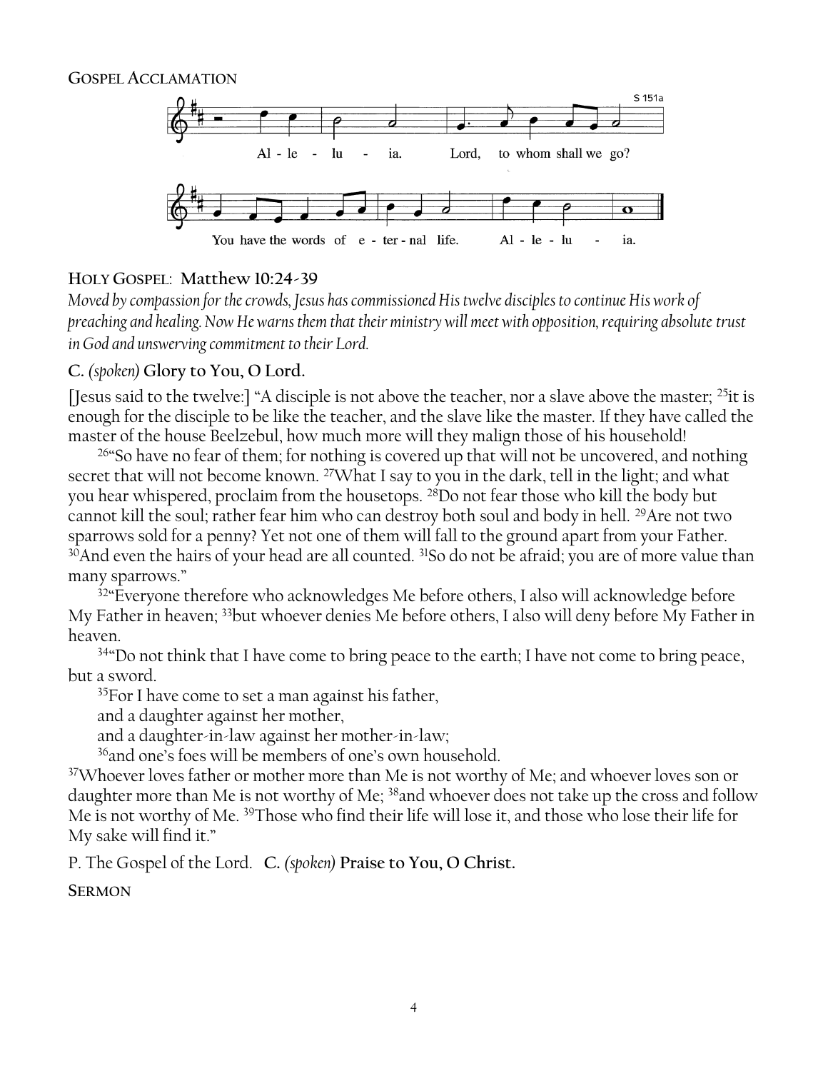**GOSPEL ACCLAMATION**

S 151a

Al - le - lu - ia. Lord, to whom shall we go?

You have the words of e - ter - nal life. Al - le - lu - ia.

**HOLY GOSPEL: Matthew 10:24-39**

*Moved by compassion for the crowds, Jesus has commissioned His twelve disciples to continue His work of preaching and healing. Now He warns them that their ministry will meet with opposition, requiring absolute trust in God and unswerving commitment to their Lord.*

**C.** *(spoken)* **Glory to You, O Lord.**

[Jesus said to the twelve:] "A disciple is not above the teacher, nor a slave above the master; [25]it is enough for the disciple to be like the teacher, and the slave like the master. If they have called the master of the house Beelzebul, how much more will they malign those of his household!

[26]"So have no fear of them; for nothing is covered up that will not be uncovered, and nothing secret that will not become known. [27]What I say to you in the dark, tell in the light; and what you hear whispered, proclaim from the housetops. [28]Do not fear those who kill the body but cannot kill the soul; rather fear him who can destroy both soul and body in hell. [29]Are not two sparrows sold for a penny? Yet not one of them will fall to the ground apart from your Father. [30]And even the hairs of your head are all counted. [31]So do not be afraid; you are of more value than many sparrows."

[32]"Everyone therefore who acknowledges Me before others, I also will acknowledge before My Father in heaven; [33]but whoever denies Me before others, I also will deny before My Father in heaven.

[34]"Do not think that I have come to bring peace to the earth; I have not come to bring peace, but a sword.

[35]For I have come to set a man against his father,
and a daughter against her mother,
and a daughter-in-law against her mother-in-law;
[36]and one's foes will be members of one's own household.

[37]Whoever loves father or mother more than Me is not worthy of Me; and whoever loves son or daughter more than Me is not worthy of Me; [38]and whoever does not take up the cross and follow Me is not worthy of Me. [39]Those who find their life will lose it, and those who lose their life for My sake will find it."

P. The Gospel of the Lord. **C.** *(spoken)* **Praise to You, O Christ.**

**SERMON**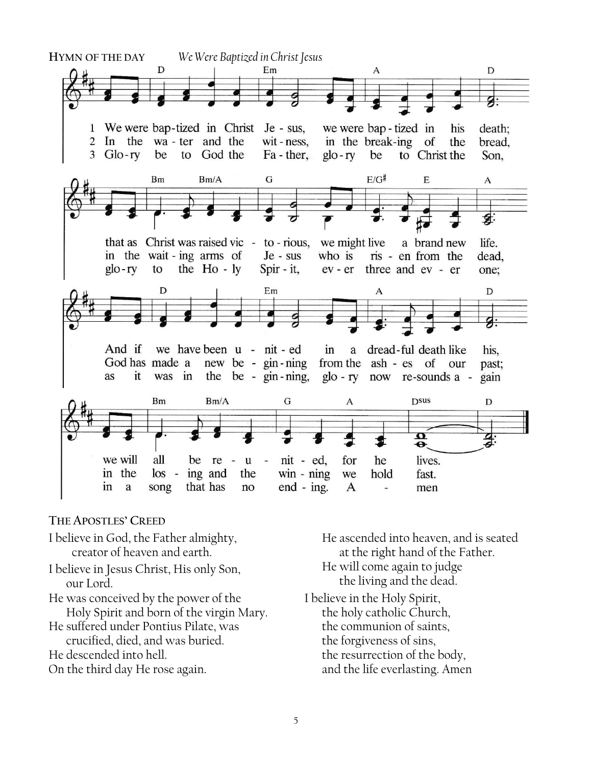**HYMN OF THE DAY** *We Were Baptized in Christ Jesus*

1 We were bap-tized in Christ Je-sus, we were bap-tized in his death; that as Christ was raised vic-to-rious, we might live a brand new life. And if we have been u-nit-ed in a dread-ful death like his, we will all be re-u-nit-ed, for he lives.

2 In the wa-ter and the wit-ness, in the break-ing of the bread, in the wait-ing arms of Je-sus who is ris-en from the dead, God has made a new be-gin-ning from the ash-es of our past; in the los-ing and the win-ning we hold fast.

3 Glo-ry be to God the Fa-ther, glo-ry be to Christ the Son, glo-ry to the Ho-ly Spir-it, ev-er three and ev-er one; as it was in the be-gin-ning, glo-ry now re-sounds a-gain in a song that has no end-ing. A-men

**THE APOSTLES' CREED**

I believe in God, the Father almighty,
creator of heaven and earth.

I believe in Jesus Christ, His only Son,
our Lord.

He was conceived by the power of the
Holy Spirit and born of the virgin Mary.

He suffered under Pontius Pilate, was
crucified, died, and was buried.

He descended into hell.

On the third day He rose again.

He ascended into heaven, and is seated
at the right hand of the Father.

He will come again to judge
the living and the dead.

I believe in the Holy Spirit,
the holy catholic Church,
the communion of saints,
the forgiveness of sins,
the resurrection of the body,
and the life everlasting. Amen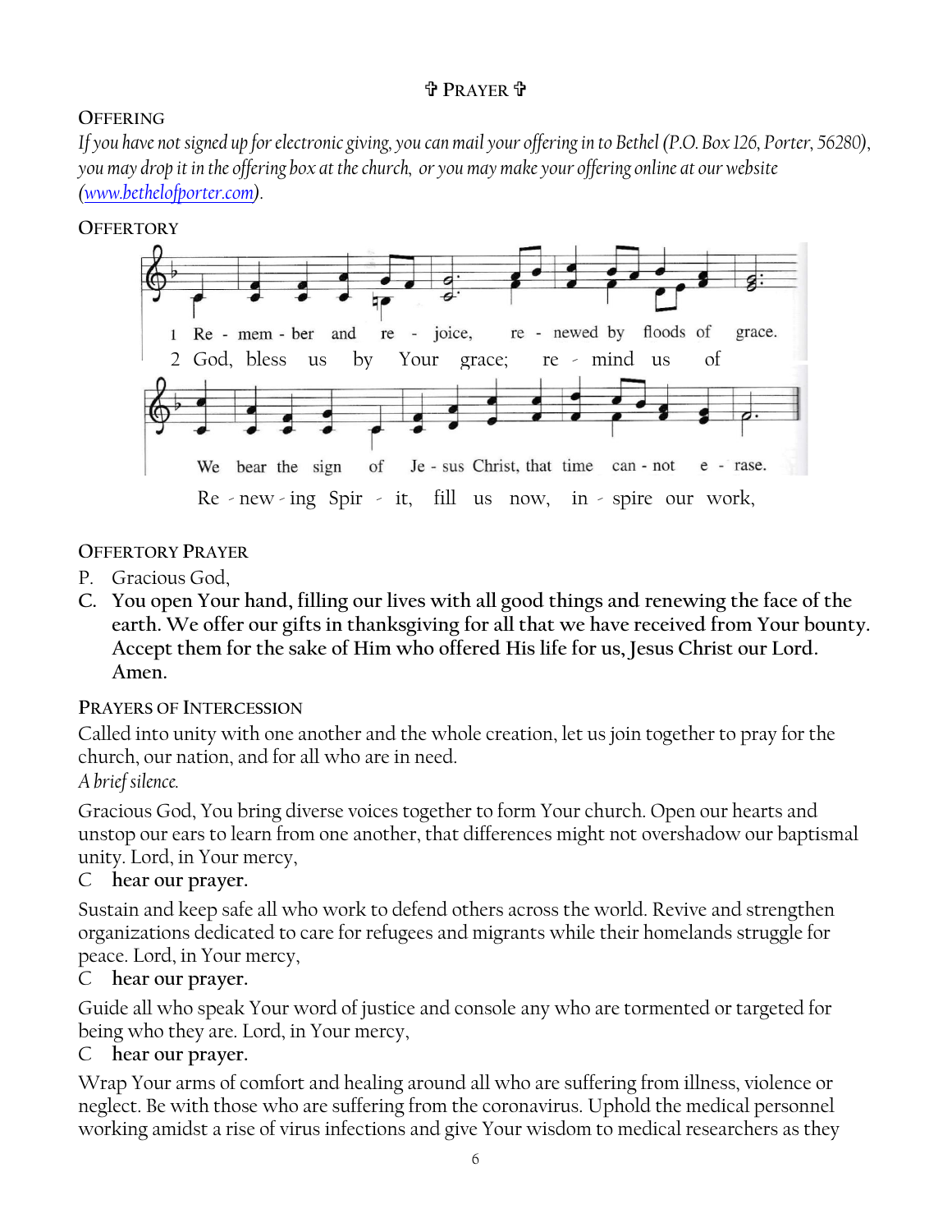## ✞ PRAYER ✞

### OFFERING

*If you have not signed up for electronic giving, you can mail your offering in to Bethel (P.O. Box 126, Porter, 56280), you may drop it in the offering box at the church, or you may make your offering online at our website ([www.bethelofporter.com](http://www.bethelofporter.com)).*

### OFFERTORY

1 Re - mem - ber and re - joice, re - newed by floods of grace.
2 God, bless us by Your grace; re - mind us of

We bear the sign of Je - sus Christ, that time can - not e - rase.
Re - new - ing Spir - it, fill us now, in - spire our work,

### OFFERTORY PRAYER

P. Gracious God,

**C. You open Your hand, filling our lives with all good things and renewing the face of the earth. We offer our gifts in thanksgiving for all that we have received from Your bounty. Accept them for the sake of Him who offered His life for us, Jesus Christ our Lord. Amen.**

### PRAYERS OF INTERCESSION

Called into unity with one another and the whole creation, let us join together to pray for the church, our nation, and for all who are in need.

*A brief silence.*

Gracious God, You bring diverse voices together to form Your church. Open our hearts and unstop our ears to learn from one another, that differences might not overshadow our baptismal unity. Lord, in Your mercy,

C **hear our prayer.**

Sustain and keep safe all who work to defend others across the world. Revive and strengthen organizations dedicated to care for refugees and migrants while their homelands struggle for peace. Lord, in Your mercy,

C **hear our prayer.**

Guide all who speak Your word of justice and console any who are tormented or targeted for being who they are. Lord, in Your mercy,

C **hear our prayer.**

Wrap Your arms of comfort and healing around all who are suffering from illness, violence or neglect. Be with those who are suffering from the coronavirus. Uphold the medical personnel working amidst a rise of virus infections and give Your wisdom to medical researchers as they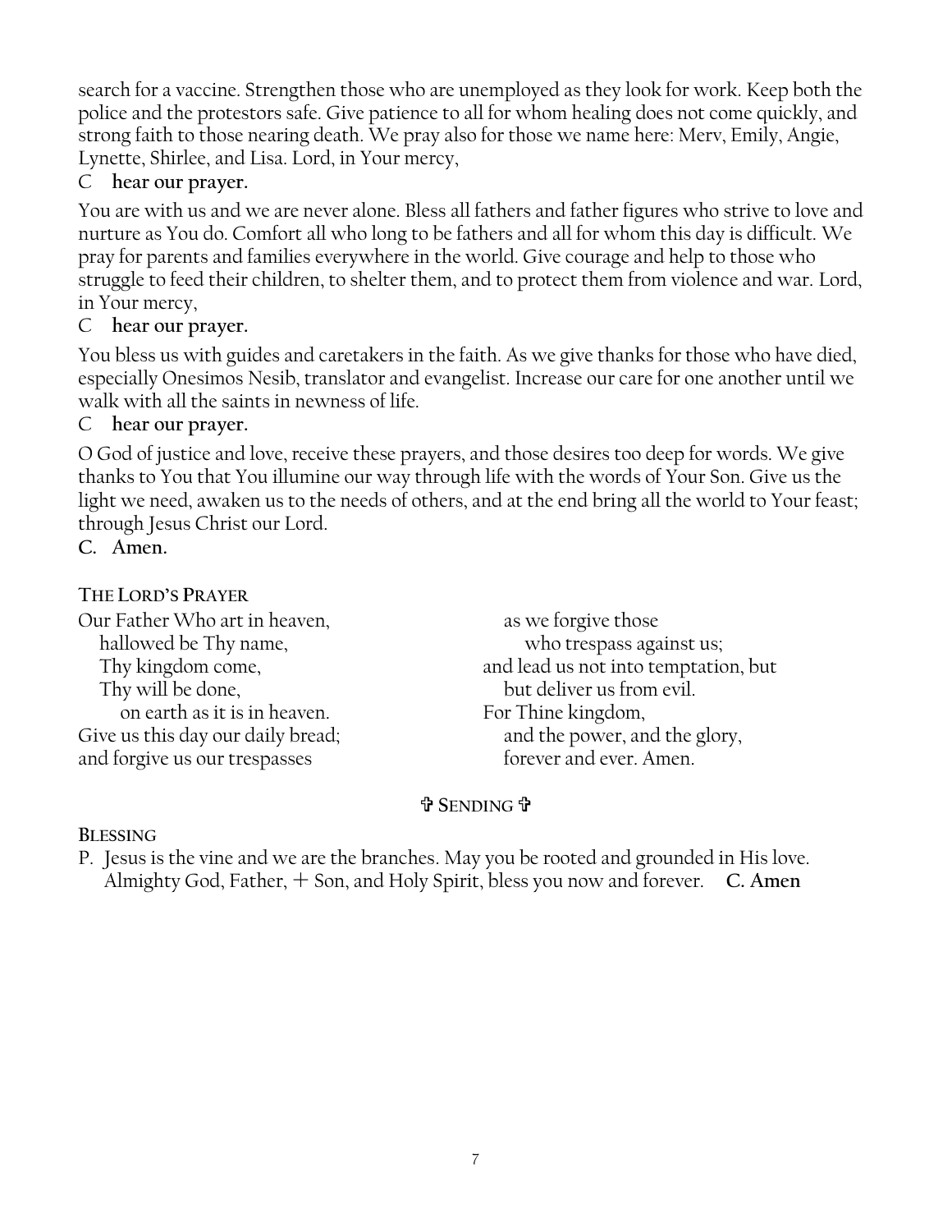search for a vaccine. Strengthen those who are unemployed as they look for work. Keep both the police and the protestors safe. Give patience to all for whom healing does not come quickly, and strong faith to those nearing death. We pray also for those we name here: Merv, Emily, Angie, Lynette, Shirlee, and Lisa. Lord, in Your mercy,

C **hear our prayer.**

You are with us and we are never alone. Bless all fathers and father figures who strive to love and nurture as You do. Comfort all who long to be fathers and all for whom this day is difficult. We pray for parents and families everywhere in the world. Give courage and help to those who struggle to feed their children, to shelter them, and to protect them from violence and war. Lord, in Your mercy,

C **hear our prayer.**

You bless us with guides and caretakers in the faith. As we give thanks for those who have died, especially Onesimos Nesib, translator and evangelist. Increase our care for one another until we walk with all the saints in newness of life.

C **hear our prayer.**

O God of justice and love, receive these prayers, and those desires too deep for words. We give thanks to You that You illumine our way through life with the words of Your Son. Give us the light we need, awaken us to the needs of others, and at the end bring all the world to Your feast; through Jesus Christ our Lord.

**C. Amen.**

**THE LORD'S PRAYER**

Our Father Who art in heaven,
hallowed be Thy name,
Thy kingdom come,
Thy will be done,
on earth as it is in heaven.
Give us this day our daily bread;
and forgive us our trespasses
as we forgive those
who trespass against us;
and lead us not into temptation, but
but deliver us from evil.
For Thine kingdom,
and the power, and the glory,
forever and ever. Amen.

## ✞ SENDING ✞

**BLESSING**

P. Jesus is the vine and we are the branches. May you be rooted and grounded in His love. Almighty God, Father, + Son, and Holy Spirit, bless you now and forever. **C. Amen**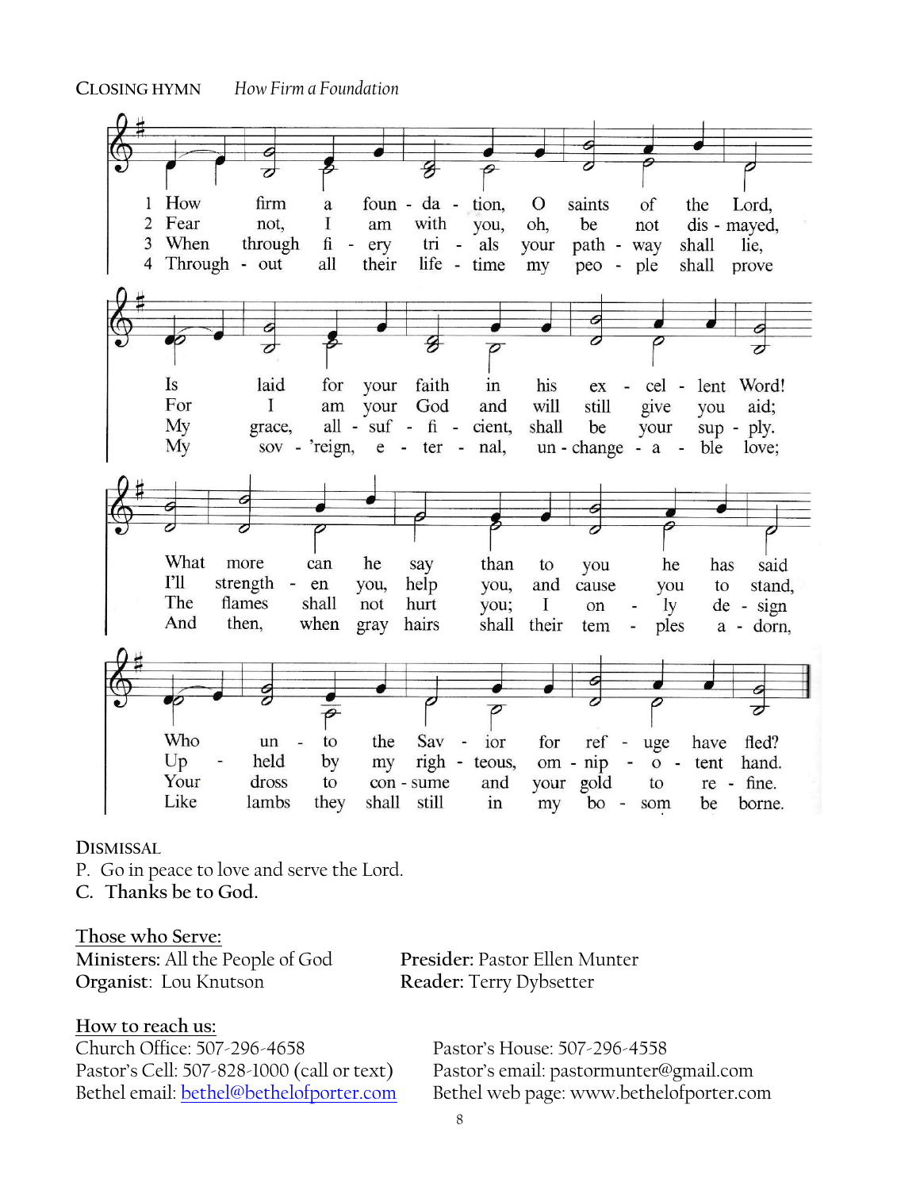CLOSING HYMN *How Firm a Foundation*

1 How firm a foun - da - tion, O saints of the Lord,
Is laid for your faith in his ex - cel - lent Word!
What more can he say than to you he has said
Who un - to the Sav - ior for ref - uge have fled?

2 Fear not, I am with you, oh, be not dis - mayed,
For I am your God and will still give you aid;
I'll strength - en you, help you, and cause you to stand,
Up - held by my righ - teous, om - nip - o - tent hand.

3 When through fi - ery tri - als your path - way shall lie,
My grace, all - suf - fi - cient, shall be your sup - ply.
The flames shall not hurt you; I on - ly de - sign
Your dross to con - sume and your gold to re - fine.

4 Through - out all their life - time my peo - ple shall prove
My sov - 'reign, e - ter - nal, un - change - a - ble love;
And then, when gray hairs shall their tem - ples a - dorn,
Like lambs they shall still in my bo - som be borne.

DISMISSAL

P. Go in peace to love and serve the Lord.

**C. Thanks be to God.**

<u>Those who Serve:</u>

**Ministers:** All the People of God
**Organist**: Lou Knutson
**Presider:** Pastor Ellen Munter
**Reader:** Terry Dybsetter

<u>How to reach us:</u>

Church Office: 507-296-4658
Pastor's Cell: 507-828-1000 (call or text)
Bethel email: bethel@bethelofporter.com
Pastor's House: 507-296-4558
Pastor's email: pastormunter@gmail.com
Bethel web page: www.bethelofporter.com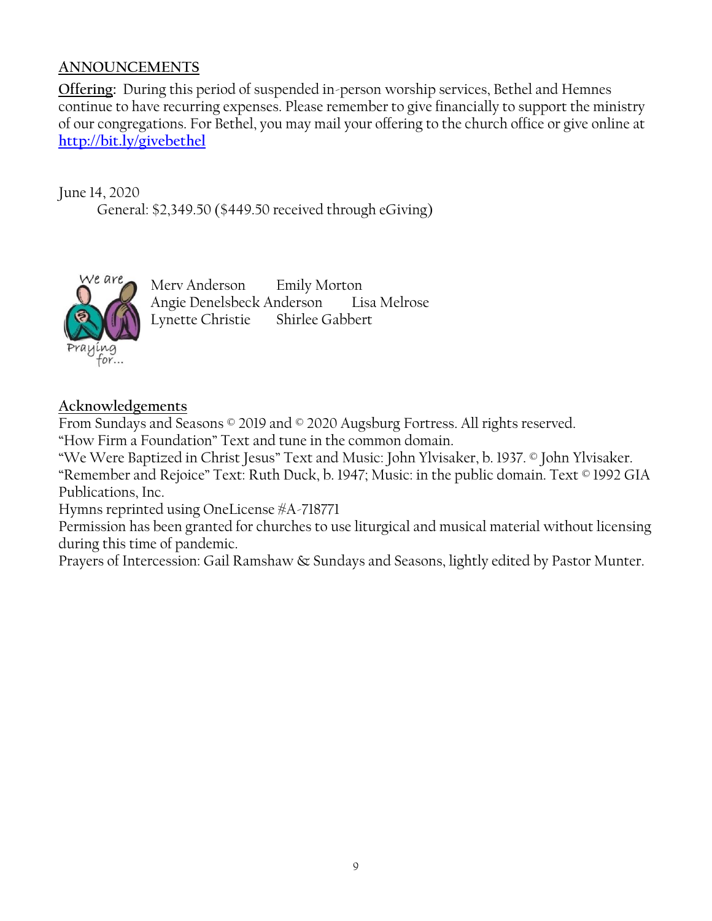## ANNOUNCEMENTS

**Offering:** During this period of suspended in-person worship services, Bethel and Hemnes continue to have recurring expenses. Please remember to give financially to support the ministry of our congregations. For Bethel, you may mail your offering to the church office or give online at http://bit.ly/givebethel

June 14, 2020

General: $2,349.50 ($449.50 received through eGiving)

We are Praying for...

Merv Anderson    Emily Morton
Angie Denelsbeck Anderson    Lisa Melrose
Lynette Christie    Shirlee Gabbert

## Acknowledgements

From Sundays and Seasons © 2019 and © 2020 Augsburg Fortress. All rights reserved.
"How Firm a Foundation" Text and tune in the common domain.
"We Were Baptized in Christ Jesus" Text and Music: John Ylvisaker, b. 1937. © John Ylvisaker.
"Remember and Rejoice" Text: Ruth Duck, b. 1947; Music: in the public domain. Text © 1992 GIA Publications, Inc.
Hymns reprinted using OneLicense #A-718771
Permission has been granted for churches to use liturgical and musical material without licensing during this time of pandemic.
Prayers of Intercession: Gail Ramshaw & Sundays and Seasons, lightly edited by Pastor Munter.